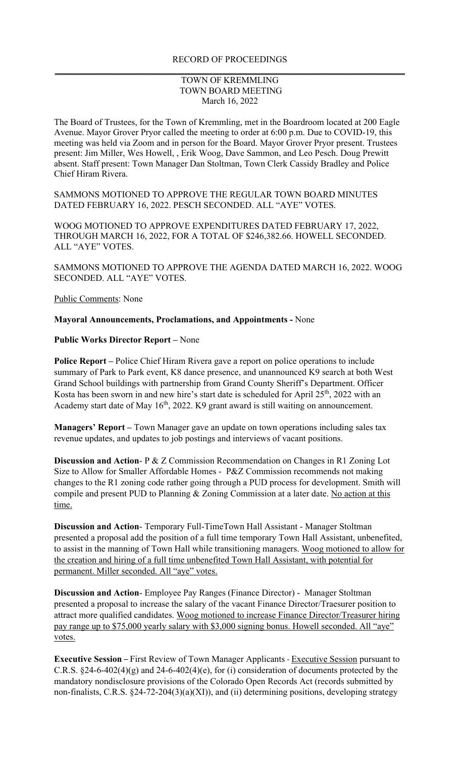RECORD OF PROCEEDINGS

TOWN OF KREMMLING
TOWN BOARD MEETING
March 16, 2022

The Board of Trustees, for the Town of Kremmling, met in the Boardroom located at 200 Eagle Avenue. Mayor Grover Pryor called the meeting to order at 6:00 p.m. Due to COVID-19, this meeting was held via Zoom and in person for the Board. Mayor Grover Pryor present. Trustees present: Jim Miller, Wes Howell, , Erik Woog, Dave Sammon, and Leo Pesch. Doug Prewitt absent. Staff present: Town Manager Dan Stoltman, Town Clerk Cassidy Bradley and Police Chief Hiram Rivera.

SAMMONS MOTIONED TO APPROVE THE REGULAR TOWN BOARD MINUTES DATED FEBRUARY 16, 2022. PESCH SECONDED. ALL "AYE" VOTES.

WOOG MOTIONED TO APPROVE EXPENDITURES DATED FEBRUARY 17, 2022, THROUGH MARCH 16, 2022, FOR A TOTAL OF $246,382.66. HOWELL SECONDED. ALL "AYE" VOTES.

SAMMONS MOTIONED TO APPROVE THE AGENDA DATED MARCH 16, 2022. WOOG SECONDED. ALL "AYE" VOTES.

Public Comments: None

**Mayoral Announcements, Proclamations, and Appointments -** None

**Public Works Director Report –** None

**Police Report –** Police Chief Hiram Rivera gave a report on police operations to include summary of Park to Park event, K8 dance presence, and unannounced K9 search at both West Grand School buildings with partnership from Grand County Sheriff's Department. Officer Kosta has been sworn in and new hire's start date is scheduled for April 25th, 2022 with an Academy start date of May 16th, 2022. K9 grant award is still waiting on announcement.

**Managers' Report –** Town Manager gave an update on town operations including sales tax revenue updates, and updates to job postings and interviews of vacant positions.

**Discussion and Action**- P & Z Commission Recommendation on Changes in R1 Zoning Lot Size to Allow for Smaller Affordable Homes - P&Z Commission recommends not making changes to the R1 zoning code rather going through a PUD process for development. Smith will compile and present PUD to Planning & Zoning Commission at a later date. No action at this time.

**Discussion and Action**- Temporary Full-TimeTown Hall Assistant - Manager Stoltman presented a proposal add the position of a full time temporary Town Hall Assistant, unbenefited, to assist in the manning of Town Hall while transitioning managers. Woog motioned to allow for the creation and hiring of a full time unbenefited Town Hall Assistant, with potential for permanent. Miller seconded. All "aye" votes.

**Discussion and Action**- Employee Pay Ranges (Finance Director) - Manager Stoltman presented a proposal to increase the salary of the vacant Finance Director/Traesurer position to attract more qualified candidates. Woog motioned to increase Finance Director/Treasurer hiring pay range up to $75,000 yearly salary with $3,000 signing bonus. Howell seconded. All "aye" votes.

**Executive Session –** First Review of Town Manager Applicants - Executive Session pursuant to C.R.S. §24-6-402(4)(g) and 24-6-402(4)(e), for (i) consideration of documents protected by the mandatory nondisclosure provisions of the Colorado Open Records Act (records submitted by non-finalists, C.R.S. §24-72-204(3)(a)(XI)), and (ii) determining positions, developing strategy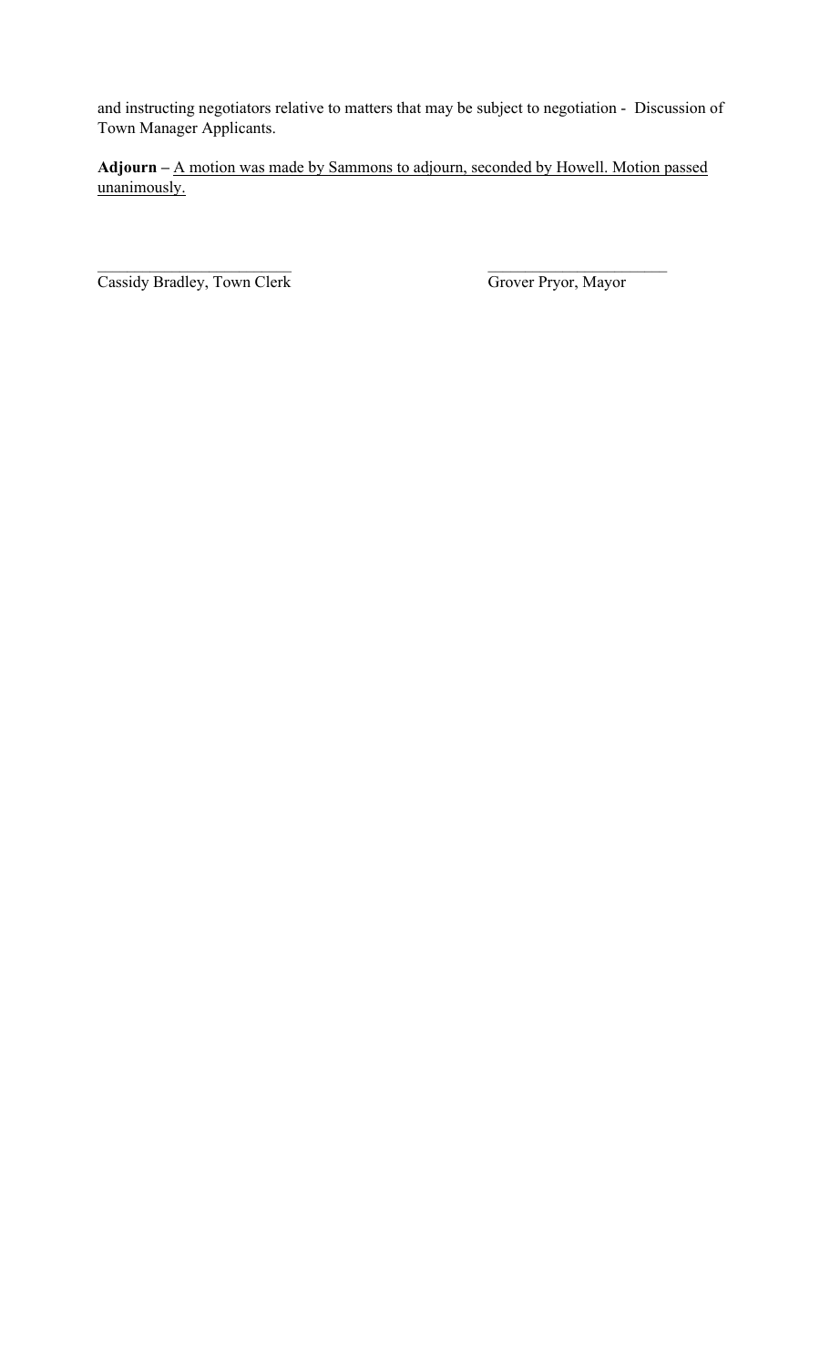and instructing negotiators relative to matters that may be subject to negotiation - Discussion of Town Manager Applicants.

**Adjourn –** <u>A motion was made by Sammons to adjourn, seconded by Howell. Motion passed unanimously.</u>

\_\_\_\_\_\_\_\_\_\_\_\_\_\_\_\_\_\_\_\_\_\_\_\_\_
Cassidy Bradley, Town Clerk

\_\_\_\_\_\_\_\_\_\_\_\_\_\_\_\_\_\_\_\_\_\_\_\_\_
Grover Pryor, Mayor